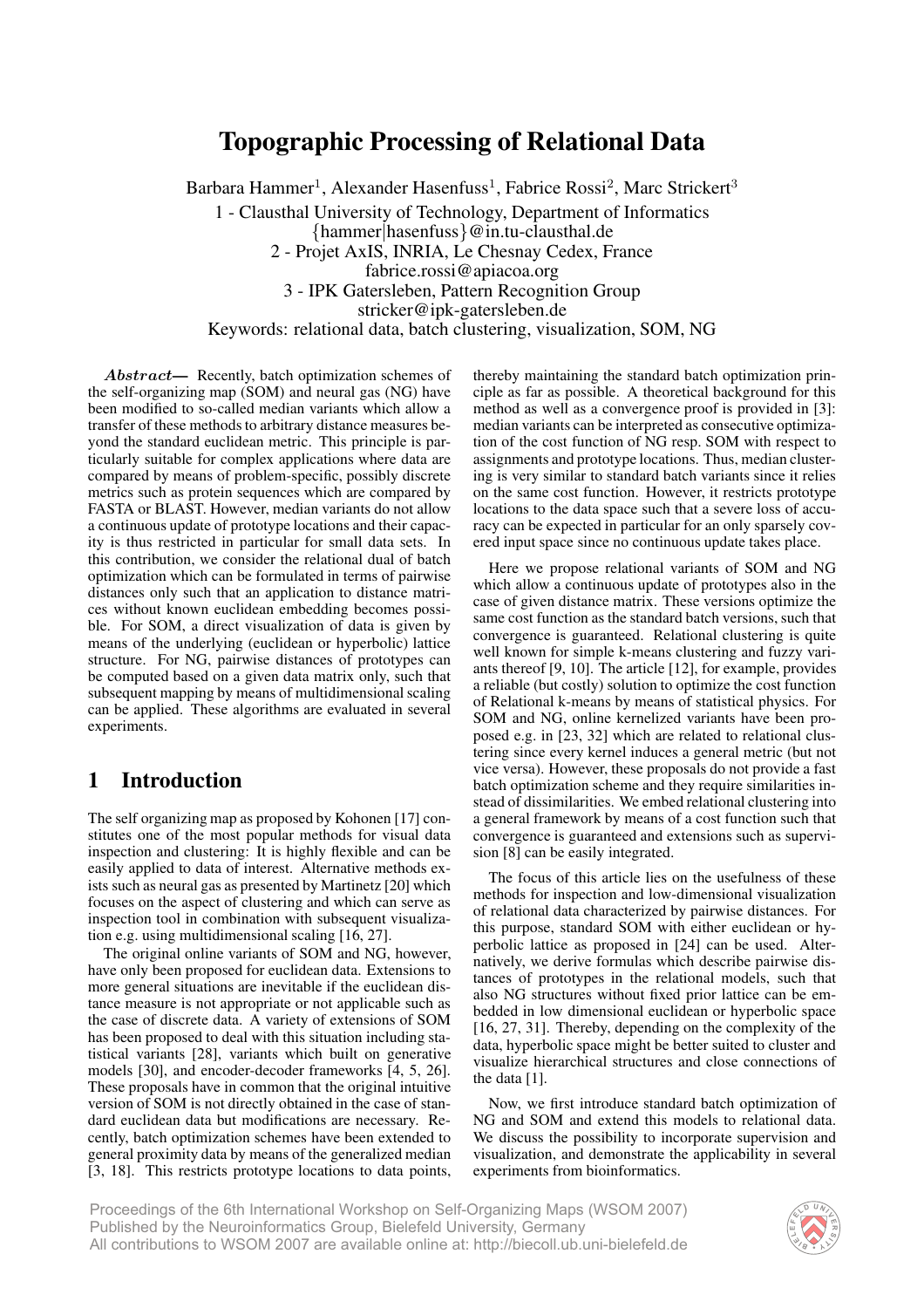# Topographic Processing of Relational Data

Barbara Hammer[1], Alexander Hasenfuss[1], Fabrice Rossi[2], Marc Strickert[3]

1 - Clausthal University of Technology, Department of Informatics
{hammer|hasenfuss}@in.tu-clausthal.de
2 - Projet AxIS, INRIA, Le Chesnay Cedex, France
fabrice.rossi@apiacoa.org
3 - IPK Gatersleben, Pattern Recognition Group
stricker@ipk-gatersleben.de

Keywords: relational data, batch clustering, visualization, SOM, NG

***Abstract—*** Recently, batch optimization schemes of the self-organizing map (SOM) and neural gas (NG) have been modified to so-called median variants which allow a transfer of these methods to arbitrary distance measures beyond the standard euclidean metric. This principle is particularly suitable for complex applications where data are compared by means of problem-specific, possibly discrete metrics such as protein sequences which are compared by FASTA or BLAST. However, median variants do not allow a continuous update of prototype locations and their capacity is thus restricted in particular for small data sets. In this contribution, we consider the relational dual of batch optimization which can be formulated in terms of pairwise distances only such that an application to distance matrices without known euclidean embedding becomes possible. For SOM, a direct visualization of data is given by means of the underlying (euclidean or hyperbolic) lattice structure. For NG, pairwise distances of prototypes can be computed based on a given data matrix only, such that subsequent mapping by means of multidimensional scaling can be applied. These algorithms are evaluated in several experiments.

## 1 Introduction

The self organizing map as proposed by Kohonen [17] constitutes one of the most popular methods for visual data inspection and clustering: It is highly flexible and can be easily applied to data of interest. Alternative methods exists such as neural gas as presented by Martinetz [20] which focuses on the aspect of clustering and which can serve as inspection tool in combination with subsequent visualization e.g. using multidimensional scaling [16, 27].

The original online variants of SOM and NG, however, have only been proposed for euclidean data. Extensions to more general situations are inevitable if the euclidean distance measure is not appropriate or not applicable such as the case of discrete data. A variety of extensions of SOM has been proposed to deal with this situation including statistical variants [28], variants which built on generative models [30], and encoder-decoder frameworks [4, 5, 26]. These proposals have in common that the original intuitive version of SOM is not directly obtained in the case of standard euclidean data but modifications are necessary. Recently, batch optimization schemes have been extended to general proximity data by means of the generalized median [3, 18]. This restricts prototype locations to data points, thereby maintaining the standard batch optimization principle as far as possible. A theoretical background for this method as well as a convergence proof is provided in [3]: median variants can be interpreted as consecutive optimization of the cost function of NG resp. SOM with respect to assignments and prototype locations. Thus, median clustering is very similar to standard batch variants since it relies on the same cost function. However, it restricts prototype locations to the data space such that a severe loss of accuracy can be expected in particular for an only sparsely covered input space since no continuous update takes place.

Here we propose relational variants of SOM and NG which allow a continuous update of prototypes also in the case of given distance matrix. These versions optimize the same cost function as the standard batch versions, such that convergence is guaranteed. Relational clustering is quite well known for simple k-means clustering and fuzzy variants thereof [9, 10]. The article [12], for example, provides a reliable (but costly) solution to optimize the cost function of Relational k-means by means of statistical physics. For SOM and NG, online kernelized variants have been proposed e.g. in [23, 32] which are related to relational clustering since every kernel induces a general metric (but not vice versa). However, these proposals do not provide a fast batch optimization scheme and they require similarities instead of dissimilarities. We embed relational clustering into a general framework by means of a cost function such that convergence is guaranteed and extensions such as supervision [8] can be easily integrated.

The focus of this article lies on the usefulness of these methods for inspection and low-dimensional visualization of relational data characterized by pairwise distances. For this purpose, standard SOM with either euclidean or hyperbolic lattice as proposed in [24] can be used. Alternatively, we derive formulas which describe pairwise distances of prototypes in the relational models, such that also NG structures without fixed prior lattice can be embedded in low dimensional euclidean or hyperbolic space [16, 27, 31]. Thereby, depending on the complexity of the data, hyperbolic space might be better suited to cluster and visualize hierarchical structures and close connections of the data [1].

Now, we first introduce standard batch optimization of NG and SOM and extend this models to relational data. We discuss the possibility to incorporate supervision and visualization, and demonstrate the applicability in several experiments from bioinformatics.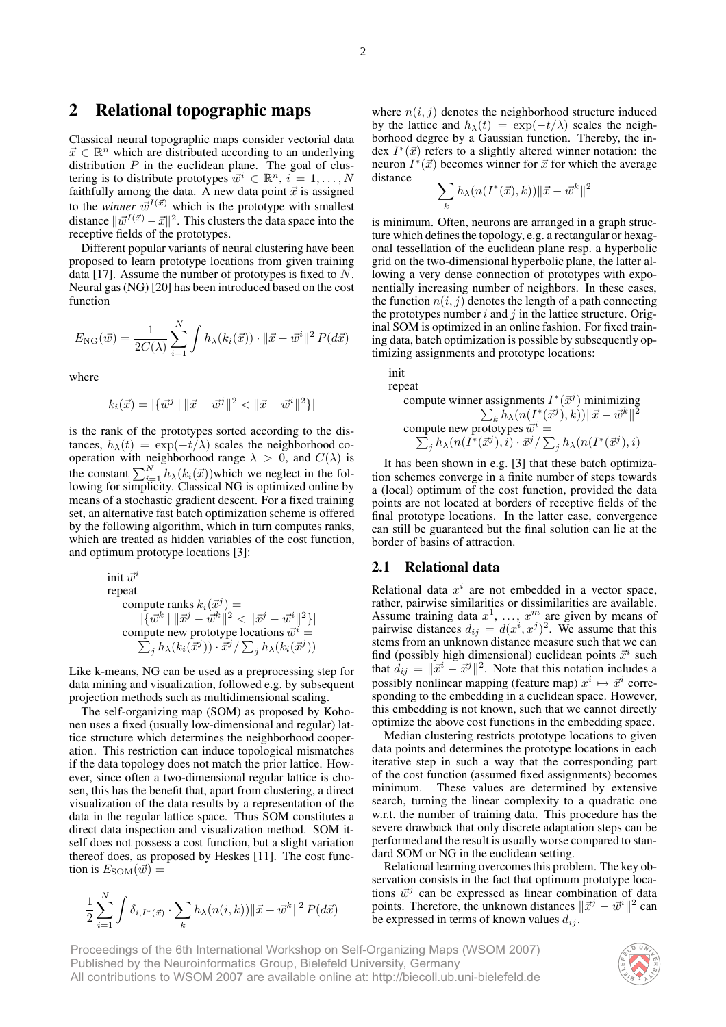## 2 Relational topographic maps

Classical neural topographic maps consider vectorial data $\vec{x} \in \mathbb{R}^n$ which are distributed according to an underlying distribution $P$ in the euclidean plane. The goal of clustering is to distribute prototypes $\vec{w}^i \in \mathbb{R}^n$, $i = 1, \ldots, N$ faithfully among the data. A new data point $\vec{x}$ is assigned to the *winner* $\vec{w}^{I(\vec{x})}$ which is the prototype with smallest distance $\|\vec{w}^{I(\vec{x})} - \vec{x}\|^2$. This clusters the data space into the receptive fields of the prototypes.

Different popular variants of neural clustering have been proposed to learn prototype locations from given training data [17]. Assume the number of prototypes is fixed to $N$. Neural gas (NG) [20] has been introduced based on the cost function

$$E_{\mathrm{NG}}(\vec{w}) = \frac{1}{2C(\lambda)} \sum_{i=1}^{N} \int h_\lambda(k_i(\vec{x})) \cdot \|\vec{x} - \vec{w}^i\|^2 \, P(d\vec{x})$$

where

$$k_i(\vec{x}) = |\{\vec{w}^j \mid \|\vec{x} - \vec{w}^j\|^2 < \|\vec{x} - \vec{w}^i\|^2\}|$$

is the rank of the prototypes sorted according to the distances, $h_\lambda(t) = \exp(-t/\lambda)$ scales the neighborhood cooperation with neighborhood range $\lambda > 0$, and $C(\lambda)$ is the constant $\sum_{i=1}^{N} h_\lambda(k_i(\vec{x}))$which we neglect in the following for simplicity. Classical NG is optimized online by means of a stochastic gradient descent. For a fixed training set, an alternative fast batch optimization scheme is offered by the following algorithm, which in turn computes ranks, which are treated as hidden variables of the cost function, and optimum prototype locations [3]:

init $\vec{w}^i$
repeat
  compute ranks $k_i(\vec{x}^j) = |\{\vec{w}^k \mid \|\vec{x}^j - \vec{w}^k\|^2 < \|\vec{x}^j - \vec{w}^i\|^2\}|$
  compute new prototype locations $\vec{w}^i = \sum_j h_\lambda(k_i(\vec{x}^j)) \cdot \vec{x}^j / \sum_j h_\lambda(k_i(\vec{x}^j))$

Like k-means, NG can be used as a preprocessing step for data mining and visualization, followed e.g. by subsequent projection methods such as multidimensional scaling.

The self-organizing map (SOM) as proposed by Kohonen uses a fixed (usually low-dimensional and regular) lattice structure which determines the neighborhood cooperation. This restriction can induce topological mismatches if the data topology does not match the prior lattice. However, since often a two-dimensional regular lattice is chosen, this has the benefit that, apart from clustering, a direct visualization of the data results by a representation of the data in the regular lattice space. Thus SOM constitutes a direct data inspection and visualization method. SOM itself does not possess a cost function, but a slight variation thereof does, as proposed by Heskes [11]. The cost function is $E_{\mathrm{SOM}}(\vec{w}) =$

$$\frac{1}{2} \sum_{i=1}^{N} \int \delta_{i,I^*(\vec{x})} \cdot \sum_k h_\lambda(n(i,k)) \|\vec{x} - \vec{w}^k\|^2 \, P(d\vec{x})$$

where $n(i,j)$ denotes the neighborhood structure induced by the lattice and $h_\lambda(t) = \exp(-t/\lambda)$ scales the neighborhood degree by a Gaussian function. Thereby, the index $I^*(\vec{x})$ refers to a slightly altered winner notation: the neuron $I^*(\vec{x})$ becomes winner for $\vec{x}$ for which the average distance

$$\sum_k h_\lambda(n(I^*(\vec{x}), k)) \|\vec{x} - \vec{w}^k\|^2$$

is minimum. Often, neurons are arranged in a graph structure which defines the topology, e.g. a rectangular or hexagonal tessellation of the euclidean plane resp. a hyperbolic grid on the two-dimensional hyperbolic plane, the latter allowing a very dense connection of prototypes with exponentially increasing number of neighbors. In these cases, the function $n(i,j)$ denotes the length of a path connecting the prototypes number $i$ and $j$ in the lattice structure. Original SOM is optimized in an online fashion. For fixed training data, batch optimization is possible by subsequently optimizing assignments and prototype locations:

init
repeat
  compute winner assignments $I^*(\vec{x}^j)$ minimizing $\sum_k h_\lambda(n(I^*(\vec{x}^j), k)) \|\vec{x} - \vec{w}^k\|^2$
  compute new prototypes $\vec{w}^i = \sum_j h_\lambda(n(I^*(\vec{x}^j), i) \cdot \vec{x}^j / \sum_j h_\lambda(n(I^*(\vec{x}^j), i)$

It has been shown in e.g. [3] that these batch optimization schemes converge in a finite number of steps towards a (local) optimum of the cost function, provided the data points are not located at borders of receptive fields of the final prototype locations. In the latter case, convergence can still be guaranteed but the final solution can lie at the border of basins of attraction.

### 2.1 Relational data

Relational data $x^i$ are not embedded in a vector space, rather, pairwise similarities or dissimilarities are available. Assume training data $x^1, \ldots, x^m$ are given by means of pairwise distances $d_{ij} = d(x^i, x^j)^2$. We assume that this stems from an unknown distance measure such that we can find (possibly high dimensional) euclidean points $\vec{x}^i$ such that $d_{ij} = \|\vec{x}^i - \vec{x}^j\|^2$. Note that this notation includes a possibly nonlinear mapping (feature map) $x^i \mapsto \vec{x}^i$ corresponding to the embedding in a euclidean space. However, this embedding is not known, such that we cannot directly optimize the above cost functions in the embedding space.

Median clustering restricts prototype locations to given data points and determines the prototype locations in each iterative step in such a way that the corresponding part of the cost function (assumed fixed assignments) becomes minimum. These values are determined by extensive search, turning the linear complexity to a quadratic one w.r.t. the number of training data. This procedure has the severe drawback that only discrete adaptation steps can be performed and the result is usually worse compared to standard SOM or NG in the euclidean setting.

Relational learning overcomes this problem. The key observation consists in the fact that optimum prototype locations $\vec{w}^j$ can be expressed as linear combination of data points. Therefore, the unknown distances $\|\vec{x}^j - \vec{w}^i\|^2$ can be expressed in terms of known values $d_{ij}$.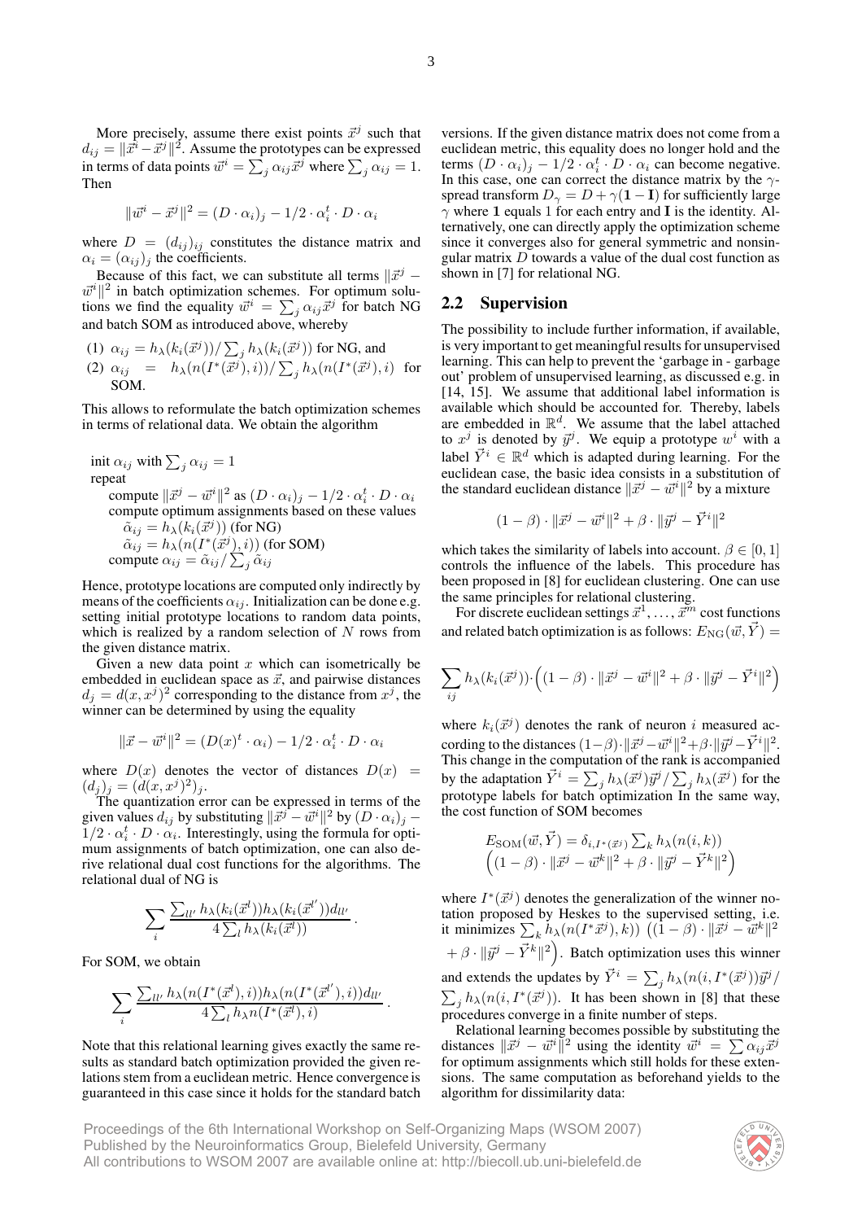More precisely, assume there exist points $\vec{x}^j$ such that $d_{ij} = \|\vec{x}^i - \vec{x}^j\|^2$. Assume the prototypes can be expressed in terms of data points $\vec{w}^i = \sum_j \alpha_{ij}\vec{x}^j$ where $\sum_j \alpha_{ij} = 1$. Then

$$\|\vec{w}^i - \vec{x}^j\|^2 = (D \cdot \alpha_i)_j - 1/2 \cdot \alpha_i^t \cdot D \cdot \alpha_i$$

where $D = (d_{ij})_{ij}$ constitutes the distance matrix and $\alpha_i = (\alpha_{ij})_j$ the coefficients.

Because of this fact, we can substitute all terms $\|\vec{x}^j - \vec{w}^i\|^2$ in batch optimization schemes. For optimum solutions we find the equality $\vec{w}^i = \sum_j \alpha_{ij}\vec{x}^j$ for batch NG and batch SOM as introduced above, whereby

(1) $\alpha_{ij} = h_\lambda(k_i(\vec{x}^j))/\sum_j h_\lambda(k_i(\vec{x}^j))$ for NG, and
(2) $\alpha_{ij} = h_\lambda(n(I^*(\vec{x}^j), i))/\sum_j h_\lambda(n(I^*(\vec{x}^j), i)$ for SOM.

This allows to reformulate the batch optimization schemes in terms of relational data. We obtain the algorithm

init $\alpha_{ij}$ with $\sum_j \alpha_{ij} = 1$
repeat
  compute $\|\vec{x}^j - \vec{w}^i\|^2$ as $(D \cdot \alpha_i)_j - 1/2 \cdot \alpha_i^t \cdot D \cdot \alpha_i$
  compute optimum assignments based on these values
    $\tilde{\alpha}_{ij} = h_\lambda(k_i(\vec{x}^j))$ (for NG)
    $\tilde{\alpha}_{ij} = h_\lambda(n(I^*(\vec{x}^j), i))$ (for SOM)
  compute $\alpha_{ij} = \tilde{\alpha}_{ij}/\sum_j \tilde{\alpha}_{ij}$

Hence, prototype locations are computed only indirectly by means of the coefficients $\alpha_{ij}$. Initialization can be done e.g. setting initial prototype locations to random data points, which is realized by a random selection of $N$ rows from the given distance matrix.

Given a new data point $x$ which can isometrically be embedded in euclidean space as $\vec{x}$, and pairwise distances $d_j = d(x, x^j)^2$ corresponding to the distance from $x^j$, the winner can be determined by using the equality

$$\|\vec{x} - \vec{w}^i\|^2 = (D(x)^t \cdot \alpha_i) - 1/2 \cdot \alpha_i^t \cdot D \cdot \alpha_i$$

where $D(x)$ denotes the vector of distances $D(x) = (d_j)_j = (d(x, x^j)^2)_j$.

The quantization error can be expressed in terms of the given values $d_{ij}$ by substituting $\|\vec{x}^j - \vec{w}^i\|^2$ by $(D \cdot \alpha_i)_j - 1/2 \cdot \alpha_i^t \cdot D \cdot \alpha_i$. Interestingly, using the formula for optimum assignments of batch optimization, one can also derive relational dual cost functions for the algorithms. The relational dual of NG is

$$\sum_i \frac{\sum_{ll'} h_\lambda(k_i(\vec{x}^l)) h_\lambda(k_i(\vec{x}^{l'})) d_{ll'}}{4 \sum_l h_\lambda(k_i(\vec{x}^l))}.$$

For SOM, we obtain

$$\sum_i \frac{\sum_{ll'} h_\lambda(n(I^*(\vec{x}^l), i)) h_\lambda(n(I^*(\vec{x}^{l'}), i)) d_{ll'}}{4 \sum_l h_\lambda n(I^*(\vec{x}^l), i)}.$$

Note that this relational learning gives exactly the same results as standard batch optimization provided the given relations stem from a euclidean metric. Hence convergence is guaranteed in this case since it holds for the standard batch versions. If the given distance matrix does not come from a euclidean metric, this equality does no longer hold and the terms $(D \cdot \alpha_i)_j - 1/2 \cdot \alpha_i^t \cdot D \cdot \alpha_i$ can become negative. In this case, one can correct the distance matrix by the $\gamma$-spread transform $D_\gamma = D + \gamma(\mathbf{1} - \mathbf{I})$ for sufficiently large $\gamma$ where $\mathbf{1}$ equals 1 for each entry and $\mathbf{I}$ is the identity. Alternatively, one can directly apply the optimization scheme since it converges also for general symmetric and nonsingular matrix $D$ towards a value of the dual cost function as shown in [7] for relational NG.

## 2.2 Supervision

The possibility to include further information, if available, is very important to get meaningful results for unsupervised learning. This can help to prevent the 'garbage in - garbage out' problem of unsupervised learning, as discussed e.g. in [14, 15]. We assume that additional label information is available which should be accounted for. Thereby, labels are embedded in $\mathbb{R}^d$. We assume that the label attached to $x^j$ is denoted by $\vec{y}^j$. We equip a prototype $w^i$ with a label $\vec{Y}^i \in \mathbb{R}^d$ which is adapted during learning. For the euclidean case, the basic idea consists in a substitution of the standard euclidean distance $\|\vec{x}^j - \vec{w}^i\|^2$ by a mixture

$$(1-\beta) \cdot \|\vec{x}^j - \vec{w}^i\|^2 + \beta \cdot \|\vec{y}^j - \vec{Y}^i\|^2$$

which takes the similarity of labels into account. $\beta \in [0, 1]$ controls the influence of the labels. This procedure has been proposed in [8] for euclidean clustering. One can use the same principles for relational clustering.

For discrete euclidean settings $\vec{x}^1, \ldots, \vec{x}^m$ cost functions and related batch optimization is as follows: $E_{\text{NG}}(\vec{w}, \vec{Y}) =$

$$\sum_{ij} h_\lambda(k_i(\vec{x}^j)) \cdot \Big( (1-\beta) \cdot \|\vec{x}^j - \vec{w}^i\|^2 + \beta \cdot \|\vec{y}^j - \vec{Y}^i\|^2 \Big)$$

where $k_i(\vec{x}^j)$ denotes the rank of neuron $i$ measured according to the distances $(1-\beta) \cdot \|\vec{x}^j - \vec{w}^i\|^2 + \beta \cdot \|\vec{y}^j - \vec{Y}^i\|^2$. This change in the computation of the rank is accompanied by the adaptation $\vec{Y}^i = \sum_j h_\lambda(\vec{x}^j)\vec{y}^j / \sum_j h_\lambda(\vec{x}^j)$ for the prototype labels for batch optimization In the same way, the cost function of SOM becomes

$$\begin{array}{l} E_{\text{SOM}}(\vec{w}, \vec{Y}) = \delta_{i, I^*(\vec{x}^j)} \sum_k h_\lambda(n(i,k)) \\ \Big( (1-\beta) \cdot \|\vec{x}^j - \vec{w}^k\|^2 + \beta \cdot \|\vec{y}^j - \vec{Y}^k\|^2 \Big) \end{array}$$

where $I^*(\vec{x}^j)$ denotes the generalization of the winner notation proposed by Heskes to the supervised setting, i.e. it minimizes $\sum_k h_\lambda(n(I^*\vec{x}^j), k)) \left( (1-\beta) \cdot \|\vec{x}^j - \vec{w}^k\|^2 + \beta \cdot \|\vec{y}^j - \vec{Y}^k\|^2 \right)$. Batch optimization uses this winner and extends the updates by $\vec{Y}^i = \sum_j h_\lambda(n(i, I^*(\vec{x}^j))\vec{y}^j / \sum_j h_\lambda(n(i, I^*(\vec{x}^j))$. It has been shown in [8] that these procedures converge in a finite number of steps.

Relational learning becomes possible by substituting the distances $\|\vec{x}^j - \vec{w}^i\|^2$ using the identity $\vec{w}^i = \sum \alpha_{ij}\vec{x}^j$ for optimum assignments which still holds for these extensions. The same computation as beforehand yields to the algorithm for dissimilarity data: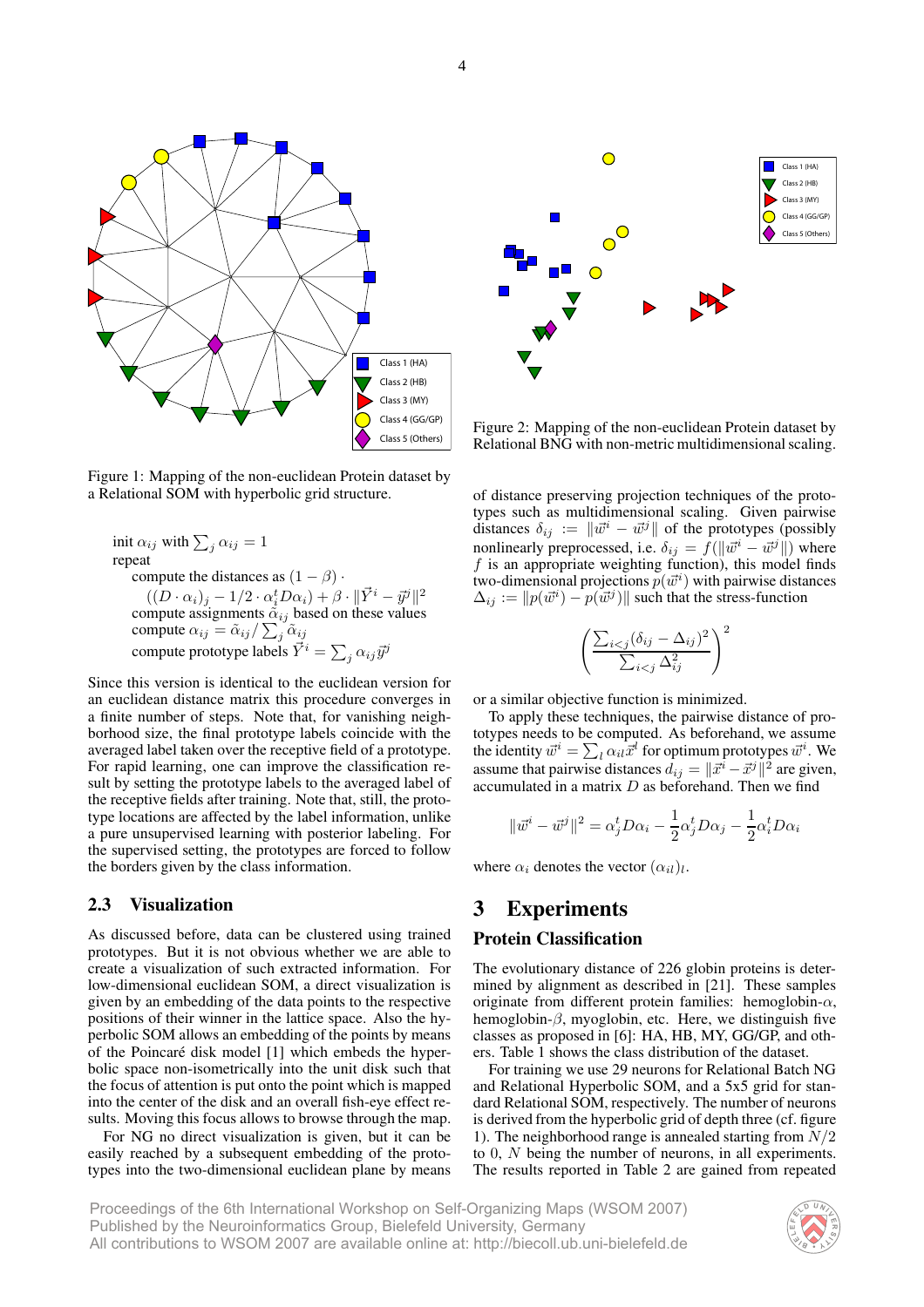Figure 1: Mapping of the non-euclidean Protein dataset by a Relational SOM with hyperbolic grid structure.

Figure 2: Mapping of the non-euclidean Protein dataset by Relational BNG with non-metric multidimensional scaling.

init $\alpha_{ij}$ with $\sum_j \alpha_{ij} = 1$
repeat
  compute the distances as $(1-\beta) \cdot ((D \cdot \alpha_i)_j - 1/2 \cdot \alpha_i^t D \alpha_i) + \beta \cdot \|\vec{Y}^i - \vec{y}^j\|^2$
  compute assignments $\tilde{\alpha}_{ij}$ based on these values
  compute $\alpha_{ij} = \tilde{\alpha}_{ij} / \sum_j \tilde{\alpha}_{ij}$
  compute prototype labels $\vec{Y}^i = \sum_j \alpha_{ij} \vec{y}^j$

Since this version is identical to the euclidean version for an euclidean distance matrix this procedure converges in a finite number of steps. Note that, for vanishing neighborhood size, the final prototype labels coincide with the averaged label taken over the receptive field of a prototype. For rapid learning, one can improve the classification result by setting the prototype labels to the averaged label of the receptive fields after training. Note that, still, the prototype locations are affected by the label information, unlike a pure unsupervised learning with posterior labeling. For the supervised setting, the prototypes are forced to follow the borders given by the class information.

## 2.3 Visualization

As discussed before, data can be clustered using trained prototypes. But it is not obvious whether we are able to create a visualization of such extracted information. For low-dimensional euclidean SOM, a direct visualization is given by an embedding of the data points to the respective positions of their winner in the lattice space. Also the hyperbolic SOM allows an embedding of the points by means of the Poincaré disk model [1] which embeds the hyperbolic space non-isometrically into the unit disk such that the focus of attention is put onto the point which is mapped into the center of the disk and an overall fish-eye effect results. Moving this focus allows to browse through the map.

For NG no direct visualization is given, but it can be easily reached by a subsequent embedding of the prototypes into the two-dimensional euclidean plane by means of distance preserving projection techniques of the prototypes such as multidimensional scaling. Given pairwise distances $\delta_{ij} := \|\vec{w}^i - \vec{w}^j\|$ of the prototypes (possibly nonlinearly preprocessed, i.e. $\delta_{ij} = f(\|\vec{w}^i - \vec{w}^j\|)$ where $f$ is an appropriate weighting function), this model finds two-dimensional projections $p(\vec{w}^i)$ with pairwise distances $\Delta_{ij} := \|p(\vec{w}^i) - p(\vec{w}^j)\|$ such that the stress-function

$$\left( \frac{\sum_{i<j} (\delta_{ij} - \Delta_{ij})^2}{\sum_{i<j} \Delta_{ij}^2} \right)^2$$

or a similar objective function is minimized.

To apply these techniques, the pairwise distance of prototypes needs to be computed. As beforehand, we assume the identity $\vec{w}^i = \sum_l \alpha_{il} \vec{x}^l$ for optimum prototypes $\vec{w}^i$. We assume that pairwise distances $d_{ij} = \|\vec{x}^i - \vec{x}^j\|^2$ are given, accumulated in a matrix $D$ as beforehand. Then we find

$$\|\vec{w}^i - \vec{w}^j\|^2 = \alpha_j^t D \alpha_i - \frac{1}{2} \alpha_j^t D \alpha_j - \frac{1}{2} \alpha_i^t D \alpha_i$$

where $\alpha_i$ denotes the vector $(\alpha_{il})_l$.

# 3 Experiments

### Protein Classification

The evolutionary distance of 226 globin proteins is determined by alignment as described in [21]. These samples originate from different protein families: hemoglobin-$\alpha$, hemoglobin-$\beta$, myoglobin, etc. Here, we distinguish five classes as proposed in [6]: HA, HB, MY, GG/GP, and others. Table 1 shows the class distribution of the dataset.

For training we use 29 neurons for Relational Batch NG and Relational Hyperbolic SOM, and a 5x5 grid for standard Relational SOM, respectively. The number of neurons is derived from the hyperbolic grid of depth three (cf. figure 1). The neighborhood range is annealed starting from $N/2$ to 0, $N$ being the number of neurons, in all experiments. The results reported in Table 2 are gained from repeated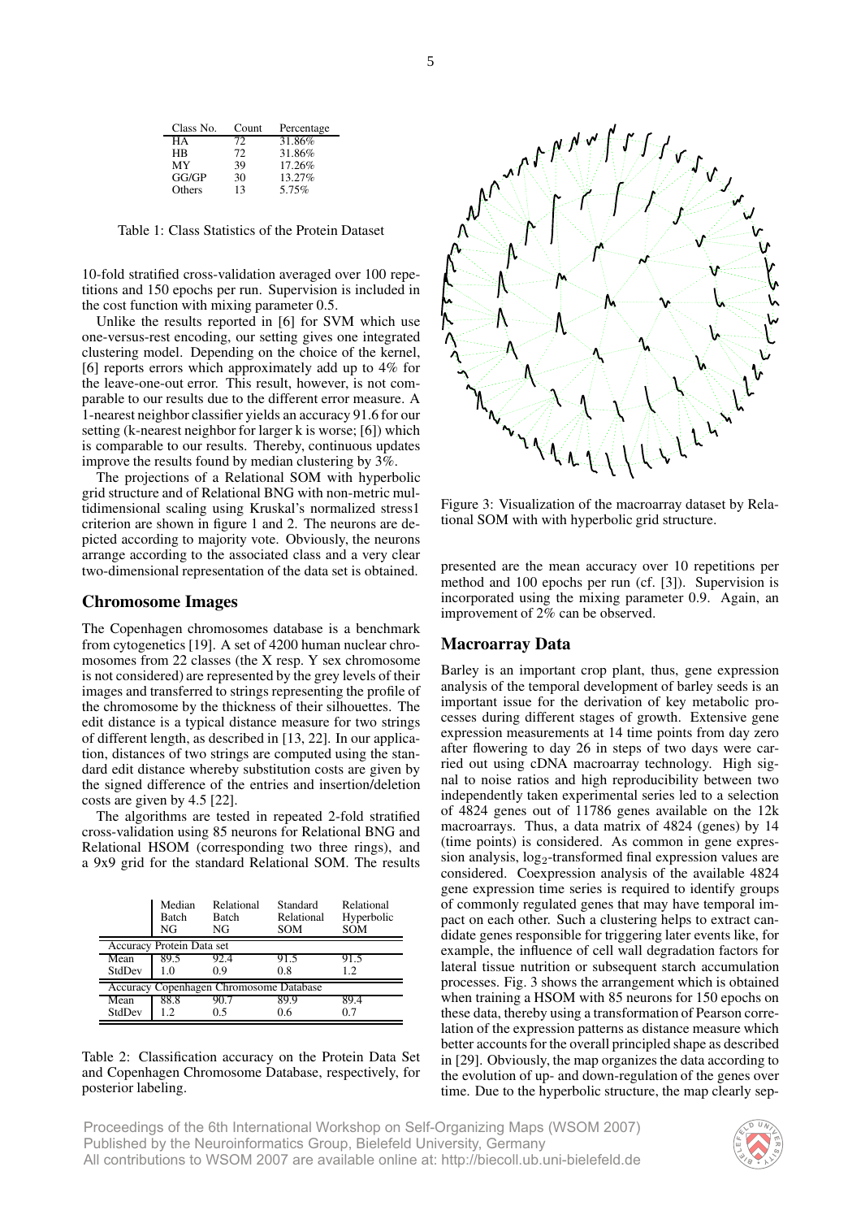| Class No. | Count | Percentage |
|---|---|---|
| HA | 72 | 31.86% |
| HB | 72 | 31.86% |
| MY | 39 | 17.26% |
| GG/GP | 30 | 13.27% |
| Others | 13 | 5.75% |

Table 1: Class Statistics of the Protein Dataset

10-fold stratified cross-validation averaged over 100 repetitions and 150 epochs per run. Supervision is included in the cost function with mixing parameter 0.5.

Unlike the results reported in [6] for SVM which use one-versus-rest encoding, our setting gives one integrated clustering model. Depending on the choice of the kernel, [6] reports errors which approximately add up to 4% for the leave-one-out error. This result, however, is not comparable to our results due to the different error measure. A 1-nearest neighbor classifier yields an accuracy 91.6 for our setting (k-nearest neighbor for larger k is worse; [6]) which is comparable to our results. Thereby, continuous updates improve the results found by median clustering by 3%.

The projections of a Relational SOM with hyperbolic grid structure and of Relational BNG with non-metric multidimensional scaling using Kruskal's normalized stress1 criterion are shown in figure 1 and 2. The neurons are depicted according to majority vote. Obviously, the neurons arrange according to the associated class and a very clear two-dimensional representation of the data set is obtained.

## Chromosome Images

The Copenhagen chromosomes database is a benchmark from cytogenetics [19]. A set of 4200 human nuclear chromosomes from 22 classes (the X resp. Y sex chromosome is not considered) are represented by the grey levels of their images and transferred to strings representing the profile of the chromosome by the thickness of their silhouettes. The edit distance is a typical distance measure for two strings of different length, as described in [13, 22]. In our application, distances of two strings are computed using the standard edit distance whereby substitution costs are given by the signed difference of the entries and insertion/deletion costs are given by 4.5 [22].

The algorithms are tested in repeated 2-fold stratified cross-validation using 85 neurons for Relational BNG and Relational HSOM (corresponding two three rings), and a 9x9 grid for the standard Relational SOM. The results

| | Median Batch NG | Relational Batch NG | Standard Relational SOM | Relational Hyperbolic SOM |
|---|---|---|---|---|
| Accuracy Protein Data set | | | | |
| Mean | 89.5 | 92.4 | 91.5 | 91.5 |
| StdDev | 1.0 | 0.9 | 0.8 | 1.2 |
| Accuracy Copenhagen Chromosome Database | | | | |
| Mean | 88.8 | 90.7 | 89.9 | 89.4 |
| StdDev | 1.2 | 0.5 | 0.6 | 0.7 |

Table 2: Classification accuracy on the Protein Data Set and Copenhagen Chromosome Database, respectively, for posterior labeling.

Figure 3: Visualization of the macroarray dataset by Relational SOM with with hyperbolic grid structure.

presented are the mean accuracy over 10 repetitions per method and 100 epochs per run (cf. [3]). Supervision is incorporated using the mixing parameter 0.9. Again, an improvement of 2% can be observed.

## Macroarray Data

Barley is an important crop plant, thus, gene expression analysis of the temporal development of barley seeds is an important issue for the derivation of key metabolic processes during different stages of growth. Extensive gene expression measurements at 14 time points from day zero after flowering to day 26 in steps of two days were carried out using cDNA macroarray technology. High signal to noise ratios and high reproducibility between two independently taken experimental series led to a selection of 4824 genes out of 11786 genes available on the 12k macroarrays. Thus, a data matrix of 4824 (genes) by 14 (time points) is considered. As common in gene expression analysis, $\log_2$-transformed final expression values are considered. Coexpression analysis of the available 4824 gene expression time series is required to identify groups of commonly regulated genes that may have temporal impact on each other. Such a clustering helps to extract candidate genes responsible for triggering later events like, for example, the influence of cell wall degradation factors for lateral tissue nutrition or subsequent starch accumulation processes. Fig. 3 shows the arrangement which is obtained when training a HSOM with 85 neurons for 150 epochs on these data, thereby using a transformation of Pearson correlation of the expression patterns as distance measure which better accounts for the overall principled shape as described in [29]. Obviously, the map organizes the data according to the evolution of up- and down-regulation of the genes over time. Due to the hyperbolic structure, the map clearly sep-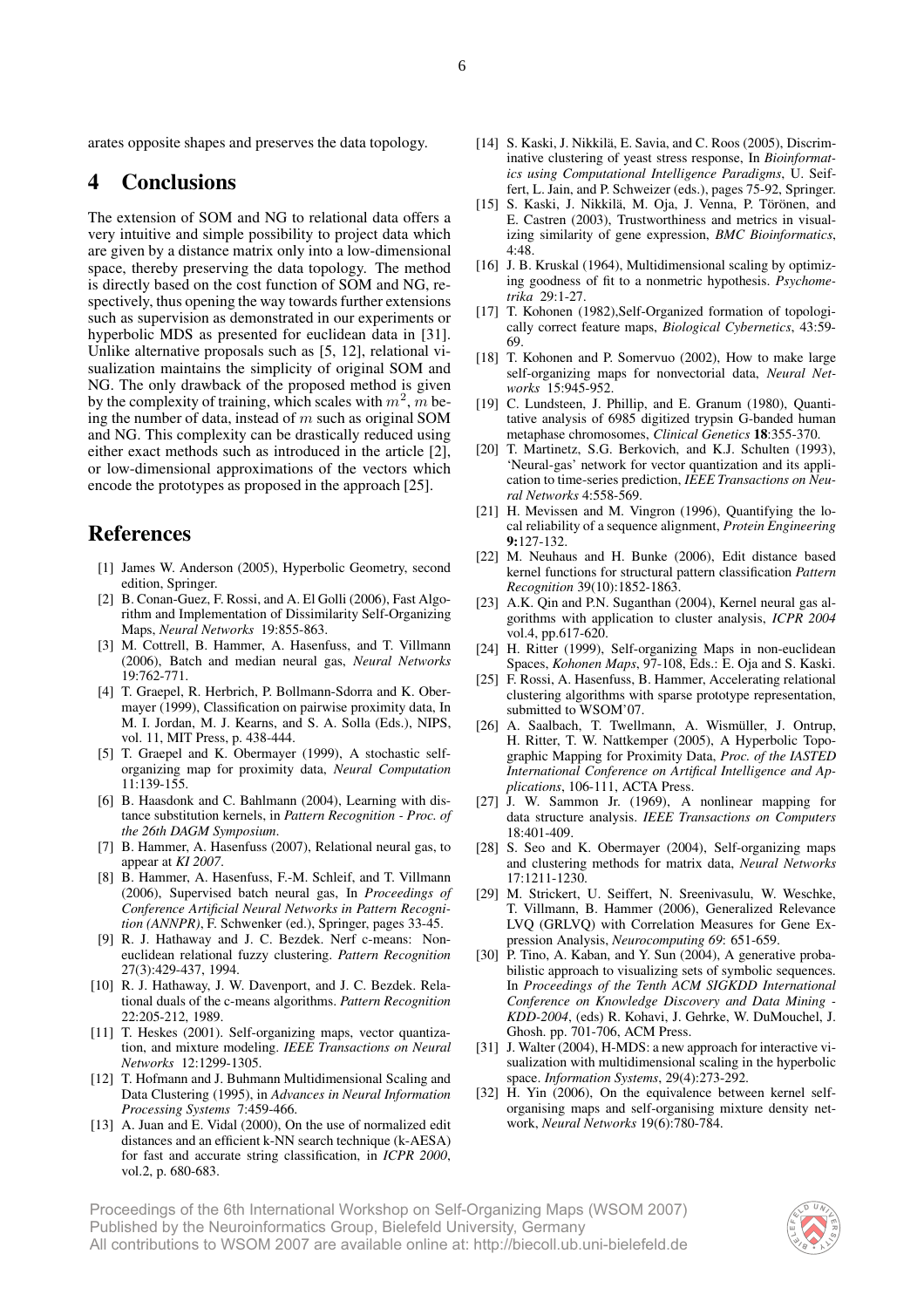arates opposite shapes and preserves the data topology.

## 4 Conclusions

The extension of SOM and NG to relational data offers a very intuitive and simple possibility to project data which are given by a distance matrix only into a low-dimensional space, thereby preserving the data topology. The method is directly based on the cost function of SOM and NG, respectively, thus opening the way towards further extensions such as supervision as demonstrated in our experiments or hyperbolic MDS as presented for euclidean data in [31]. Unlike alternative proposals such as [5, 12], relational visualization maintains the simplicity of original SOM and NG. The only drawback of the proposed method is given by the complexity of training, which scales with $m^2$, $m$ being the number of data, instead of $m$ such as original SOM and NG. This complexity can be drastically reduced using either exact methods such as introduced in the article [2], or low-dimensional approximations of the vectors which encode the prototypes as proposed in the approach [25].

## References

[1] James W. Anderson (2005), Hyperbolic Geometry, second edition, Springer.

[2] B. Conan-Guez, F. Rossi, and A. El Golli (2006), Fast Algorithm and Implementation of Dissimilarity Self-Organizing Maps, *Neural Networks* 19:855-863.

[3] M. Cottrell, B. Hammer, A. Hasenfuss, and T. Villmann (2006), Batch and median neural gas, *Neural Networks* 19:762-771.

[4] T. Graepel, R. Herbrich, P. Bollmann-Sdorra and K. Obermayer (1999), Classification on pairwise proximity data, In M. I. Jordan, M. J. Kearns, and S. A. Solla (Eds.), NIPS, vol. 11, MIT Press, p. 438-444.

[5] T. Graepel and K. Obermayer (1999), A stochastic self-organizing map for proximity data, *Neural Computation* 11:139-155.

[6] B. Haasdonk and C. Bahlmann (2004), Learning with distance substitution kernels, in *Pattern Recognition - Proc. of the 26th DAGM Symposium*.

[7] B. Hammer, A. Hasenfuss (2007), Relational neural gas, to appear at *KI 2007*.

[8] B. Hammer, A. Hasenfuss, F.-M. Schleif, and T. Villmann (2006), Supervised batch neural gas, In *Proceedings of Conference Artificial Neural Networks in Pattern Recognition (ANNPR)*, F. Schwenker (ed.), Springer, pages 33-45.

[9] R. J. Hathaway and J. C. Bezdek. Nerf c-means: Non-euclidean relational fuzzy clustering. *Pattern Recognition* 27(3):429-437, 1994.

[10] R. J. Hathaway, J. W. Davenport, and J. C. Bezdek. Relational duals of the c-means algorithms. *Pattern Recognition* 22:205-212, 1989.

[11] T. Heskes (2001). Self-organizing maps, vector quantization, and mixture modeling. *IEEE Transactions on Neural Networks* 12:1299-1305.

[12] T. Hofmann and J. Buhmann Multidimensional Scaling and Data Clustering (1995), in *Advances in Neural Information Processing Systems* 7:459-466.

[13] A. Juan and E. Vidal (2000), On the use of normalized edit distances and an efficient k-NN search technique (k-AESA) for fast and accurate string classification, in *ICPR 2000*, vol.2, p. 680-683.

[14] S. Kaski, J. Nikkilä, E. Savia, and C. Roos (2005), Discriminative clustering of yeast stress response, In *Bioinformatics using Computational Intelligence Paradigms*, U. Seiffert, L. Jain, and P. Schweizer (eds.), pages 75-92, Springer.

[15] S. Kaski, J. Nikkilä, M. Oja, J. Venna, P. Törönen, and E. Castren (2003), Trustworthiness and metrics in visualizing similarity of gene expression, *BMC Bioinformatics*, 4:48.

[16] J. B. Kruskal (1964), Multidimensional scaling by optimizing goodness of fit to a nonmetric hypothesis. *Psychometrika* 29:1-27.

[17] T. Kohonen (1982),Self-Organized formation of topologically correct feature maps, *Biological Cybernetics*, 43:59-69.

[18] T. Kohonen and P. Somervuo (2002), How to make large self-organizing maps for nonvectorial data, *Neural Networks* 15:945-952.

[19] C. Lundsteen, J. Phillip, and E. Granum (1980), Quantitative analysis of 6985 digitized trypsin G-banded human metaphase chromosomes, *Clinical Genetics* **18**:355-370.

[20] T. Martinetz, S.G. Berkovich, and K.J. Schulten (1993), 'Neural-gas' network for vector quantization and its application to time-series prediction, *IEEE Transactions on Neural Networks* 4:558-569.

[21] H. Mevissen and M. Vingron (1996), Quantifying the local reliability of a sequence alignment, *Protein Engineering* **9:**127-132.

[22] M. Neuhaus and H. Bunke (2006), Edit distance based kernel functions for structural pattern classification *Pattern Recognition* 39(10):1852-1863.

[23] A.K. Qin and P.N. Suganthan (2004), Kernel neural gas algorithms with application to cluster analysis, *ICPR 2004* vol.4, pp.617-620.

[24] H. Ritter (1999), Self-organizing Maps in non-euclidean Spaces, *Kohonen Maps*, 97-108, Eds.: E. Oja and S. Kaski.

[25] F. Rossi, A. Hasenfuss, B. Hammer, Accelerating relational clustering algorithms with sparse prototype representation, submitted to WSOM'07.

[26] A. Saalbach, T. Twellmann, A. Wismüller, J. Ontrup, H. Ritter, T. W. Nattkemper (2005), A Hyperbolic Topographic Mapping for Proximity Data, *Proc. of the IASTED International Conference on Artifical Intelligence and Applications*, 106-111, ACTA Press.

[27] J. W. Sammon Jr. (1969), A nonlinear mapping for data structure analysis. *IEEE Transactions on Computers* 18:401-409.

[28] S. Seo and K. Obermayer (2004), Self-organizing maps and clustering methods for matrix data, *Neural Networks* 17:1211-1230.

[29] M. Strickert, U. Seiffert, N. Sreenivasulu, W. Weschke, T. Villmann, B. Hammer (2006), Generalized Relevance LVQ (GRLVQ) with Correlation Measures for Gene Expression Analysis, *Neurocomputing 69*: 651-659.

[30] P. Tino, A. Kaban, and Y. Sun (2004), A generative probabilistic approach to visualizing sets of symbolic sequences. In *Proceedings of the Tenth ACM SIGKDD International Conference on Knowledge Discovery and Data Mining - KDD-2004*, (eds) R. Kohavi, J. Gehrke, W. DuMouchel, J. Ghosh. pp. 701-706, ACM Press.

[31] J. Walter (2004), H-MDS: a new approach for interactive visualization with multidimensional scaling in the hyperbolic space. *Information Systems*, 29(4):273-292.

[32] H. Yin (2006), On the equivalence between kernel self-organising maps and self-organising mixture density network, *Neural Networks* 19(6):780-784.